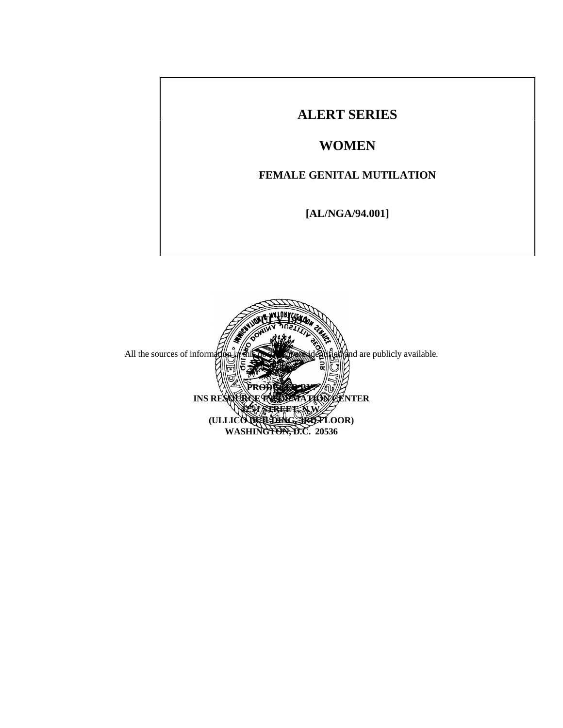# ALERT SERIES

## WOMEN

### FEMALE GENITAL MUTILATION

**[AL/NGA/94.001]**

**JULY 1994**

All the sources of information in this document are identified and are publicly available.

**PRODUCED BY:**
**INS RESOURCE INFORMATION CENTER**
**425 I STREET, N.W.**
**(ULLICO BUILDING, 3RD FLOOR)**
**WASHINGTON, D.C. 20536**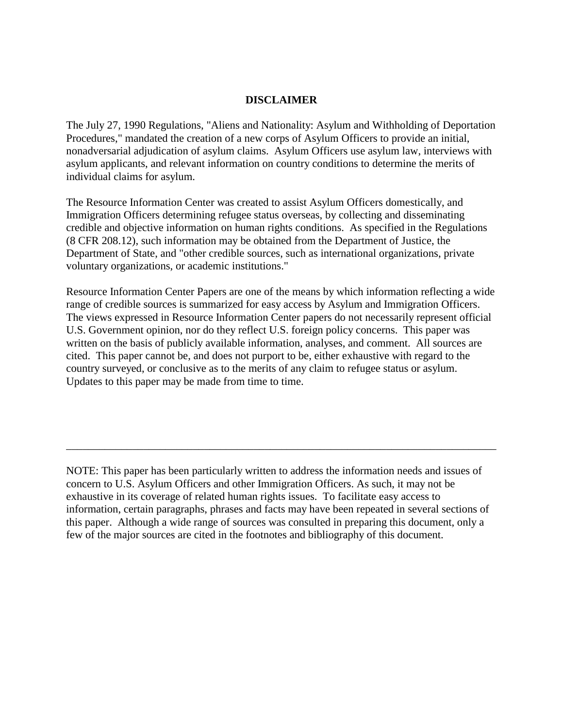**DISCLAIMER**

The July 27, 1990 Regulations, "Aliens and Nationality: Asylum and Withholding of Deportation Procedures," mandated the creation of a new corps of Asylum Officers to provide an initial, nonadversarial adjudication of asylum claims. Asylum Officers use asylum law, interviews with asylum applicants, and relevant information on country conditions to determine the merits of individual claims for asylum.

The Resource Information Center was created to assist Asylum Officers domestically, and Immigration Officers determining refugee status overseas, by collecting and disseminating credible and objective information on human rights conditions. As specified in the Regulations (8 CFR 208.12), such information may be obtained from the Department of Justice, the Department of State, and "other credible sources, such as international organizations, private voluntary organizations, or academic institutions."

Resource Information Center Papers are one of the means by which information reflecting a wide range of credible sources is summarized for easy access by Asylum and Immigration Officers. The views expressed in Resource Information Center papers do not necessarily represent official U.S. Government opinion, nor do they reflect U.S. foreign policy concerns. This paper was written on the basis of publicly available information, analyses, and comment. All sources are cited. This paper cannot be, and does not purport to be, either exhaustive with regard to the country surveyed, or conclusive as to the merits of any claim to refugee status or asylum. Updates to this paper may be made from time to time.

---

NOTE: This paper has been particularly written to address the information needs and issues of concern to U.S. Asylum Officers and other Immigration Officers. As such, it may not be exhaustive in its coverage of related human rights issues. To facilitate easy access to information, certain paragraphs, phrases and facts may have been repeated in several sections of this paper. Although a wide range of sources was consulted in preparing this document, only a few of the major sources are cited in the footnotes and bibliography of this document.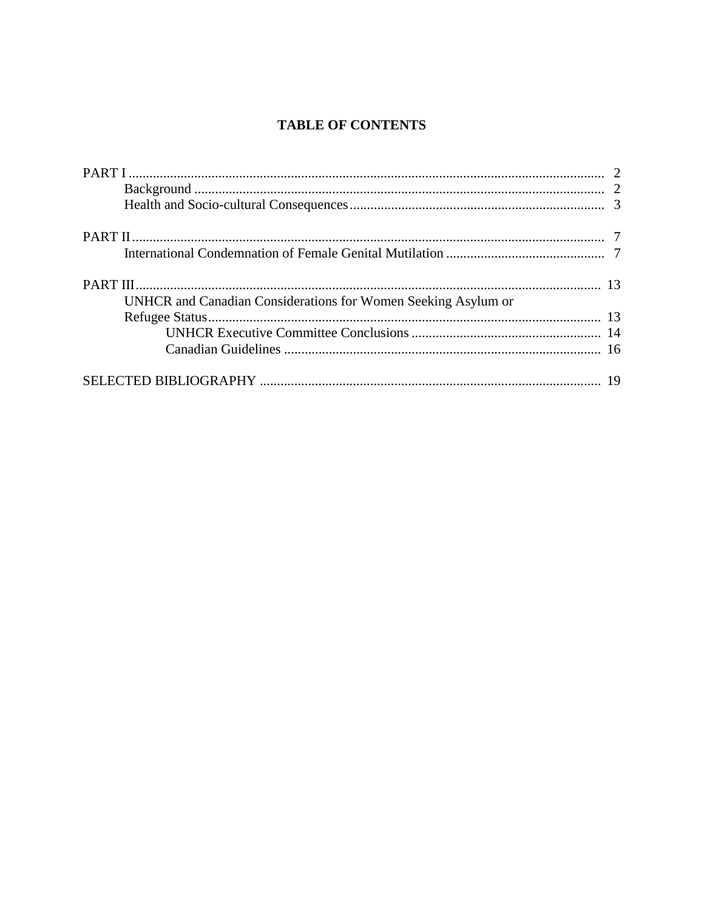# TABLE OF CONTENTS

PART I ........................................................................................................................ 2
- Background ........................................................................................................ 2
- Health and Socio-cultural Consequences .......................................................... 3

PART II ....................................................................................................................... 7
- International Condemnation of Female Genital Mutilation .............................. 7

PART III ..................................................................................................................... 13
- UNHCR and Canadian Considerations for Women Seeking Asylum or Refugee Status ................................................................................................. 13
  - UNHCR Executive Committee Conclusions ................................................ 14
  - Canadian Guidelines .................................................................................... 16

SELECTED BIBLIOGRAPHY ................................................................................. 19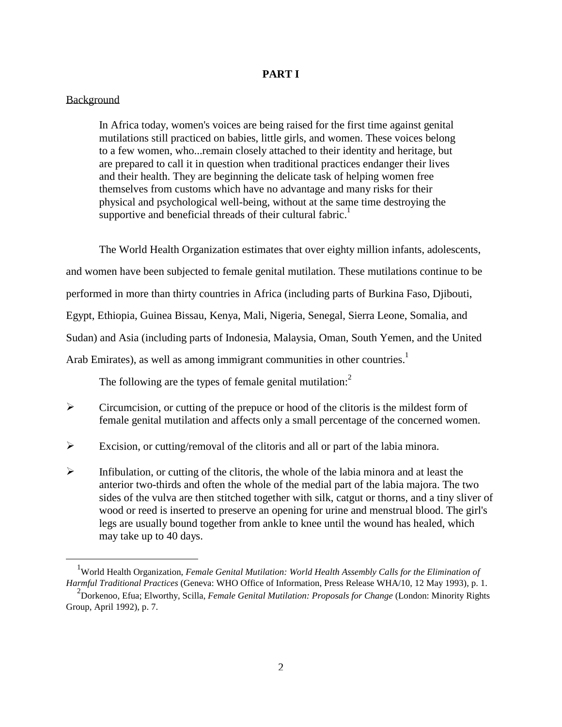## PART I

Background

> In Africa today, women's voices are being raised for the first time against genital mutilations still practiced on babies, little girls, and women. These voices belong to a few women, who...remain closely attached to their identity and heritage, but are prepared to call it in question when traditional practices endanger their lives and their health. They are beginning the delicate task of helping women free themselves from customs which have no advantage and many risks for their physical and psychological well-being, without at the same time destroying the supportive and beneficial threads of their cultural fabric.[1]

The World Health Organization estimates that over eighty million infants, adolescents, and women have been subjected to female genital mutilation. These mutilations continue to be performed in more than thirty countries in Africa (including parts of Burkina Faso, Djibouti, Egypt, Ethiopia, Guinea Bissau, Kenya, Mali, Nigeria, Senegal, Sierra Leone, Somalia, and Sudan) and Asia (including parts of Indonesia, Malaysia, Oman, South Yemen, and the United Arab Emirates), as well as among immigrant communities in other countries.[1]

The following are the types of female genital mutilation:[2]

- Circumcision, or cutting of the prepuce or hood of the clitoris is the mildest form of female genital mutilation and affects only a small percentage of the concerned women.
- Excision, or cutting/removal of the clitoris and all or part of the labia minora.
- Infibulation, or cutting of the clitoris, the whole of the labia minora and at least the anterior two-thirds and often the whole of the medial part of the labia majora. The two sides of the vulva are then stitched together with silk, catgut or thorns, and a tiny sliver of wood or reed is inserted to preserve an opening for urine and menstrual blood. The girl's legs are usually bound together from ankle to knee until the wound has healed, which may take up to 40 days.

---

[1] World Health Organization, *Female Genital Mutilation: World Health Assembly Calls for the Elimination of Harmful Traditional Practices* (Geneva: WHO Office of Information, Press Release WHA/10, 12 May 1993), p. 1.

[2] Dorkenoo, Efua; Elworthy, Scilla, *Female Genital Mutilation: Proposals for Change* (London: Minority Rights Group, April 1992), p. 7.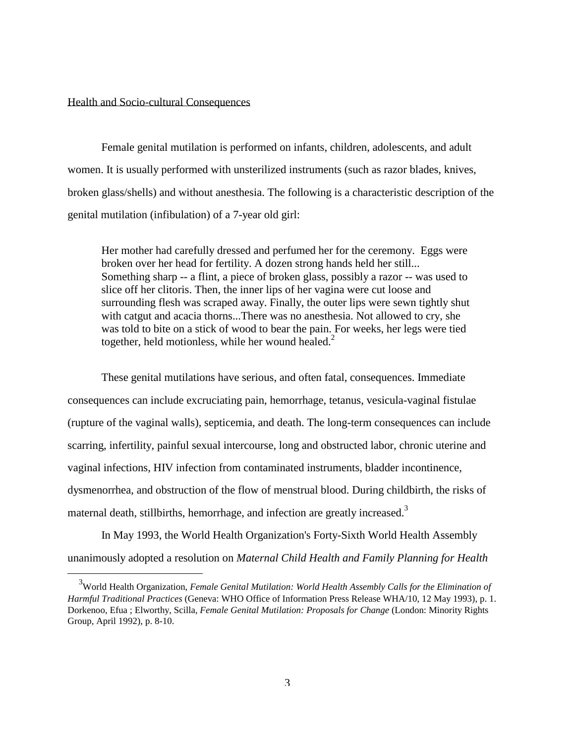Health and Socio-cultural Consequences

Female genital mutilation is performed on infants, children, adolescents, and adult women. It is usually performed with unsterilized instruments (such as razor blades, knives, broken glass/shells) and without anesthesia. The following is a characteristic description of the genital mutilation (infibulation) of a 7-year old girl:

> Her mother had carefully dressed and perfumed her for the ceremony. Eggs were broken over her head for fertility. A dozen strong hands held her still... Something sharp -- a flint, a piece of broken glass, possibly a razor -- was used to slice off her clitoris. Then, the inner lips of her vagina were cut loose and surrounding flesh was scraped away. Finally, the outer lips were sewn tightly shut with catgut and acacia thorns...There was no anesthesia. Not allowed to cry, she was told to bite on a stick of wood to bear the pain. For weeks, her legs were tied together, held motionless, while her wound healed.[2]

These genital mutilations have serious, and often fatal, consequences. Immediate consequences can include excruciating pain, hemorrhage, tetanus, vesicula-vaginal fistulae (rupture of the vaginal walls), septicemia, and death. The long-term consequences can include scarring, infertility, painful sexual intercourse, long and obstructed labor, chronic uterine and vaginal infections, HIV infection from contaminated instruments, bladder incontinence, dysmenorrhea, and obstruction of the flow of menstrual blood. During childbirth, the risks of maternal death, stillbirths, hemorrhage, and infection are greatly increased.[3]

In May 1993, the World Health Organization's Forty-Sixth World Health Assembly unanimously adopted a resolution on *Maternal Child Health and Family Planning for Health*

---

[3]World Health Organization, *Female Genital Mutilation: World Health Assembly Calls for the Elimination of Harmful Traditional Practices* (Geneva: WHO Office of Information Press Release WHA/10, 12 May 1993), p. 1. Dorkenoo, Efua ; Elworthy, Scilla, *Female Genital Mutilation: Proposals for Change* (London: Minority Rights Group, April 1992), p. 8-10.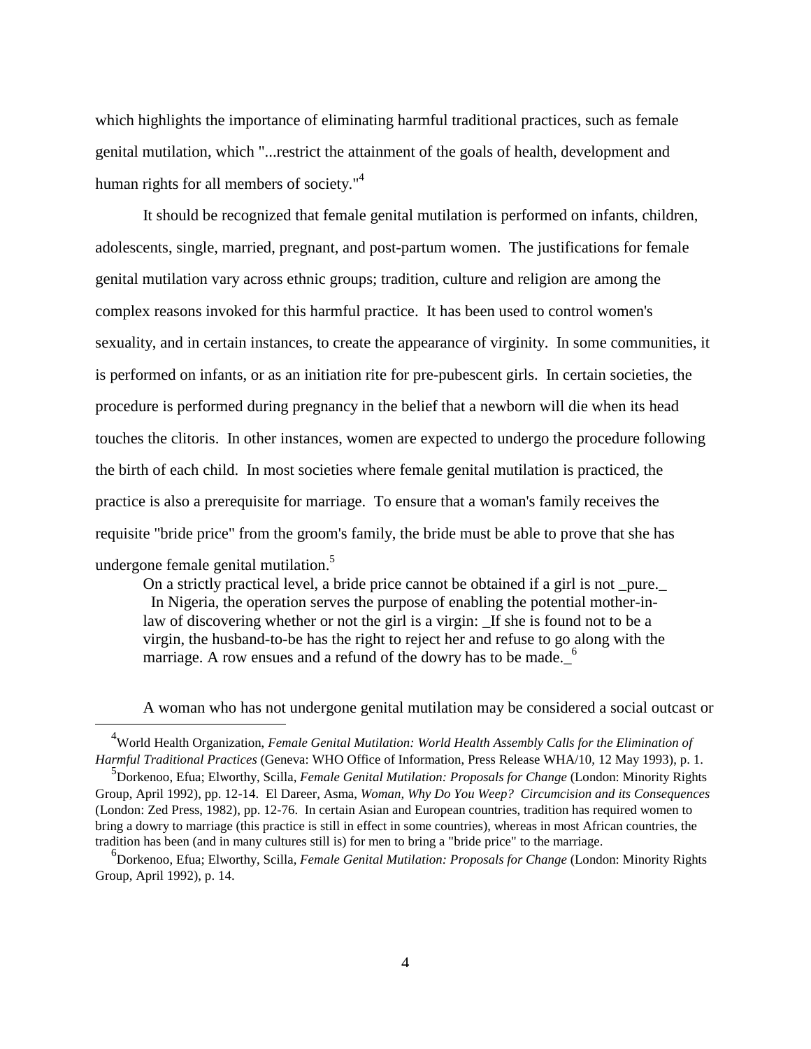which highlights the importance of eliminating harmful traditional practices, such as female genital mutilation, which "...restrict the attainment of the goals of health, development and human rights for all members of society."[4]

It should be recognized that female genital mutilation is performed on infants, children, adolescents, single, married, pregnant, and post-partum women. The justifications for female genital mutilation vary across ethnic groups; tradition, culture and religion are among the complex reasons invoked for this harmful practice. It has been used to control women's sexuality, and in certain instances, to create the appearance of virginity. In some communities, it is performed on infants, or as an initiation rite for pre-pubescent girls. In certain societies, the procedure is performed during pregnancy in the belief that a newborn will die when its head touches the clitoris. In other instances, women are expected to undergo the procedure following the birth of each child. In most societies where female genital mutilation is practiced, the practice is also a prerequisite for marriage. To ensure that a woman's family receives the requisite "bride price" from the groom's family, the bride must be able to prove that she has undergone female genital mutilation.[5]

> On a strictly practical level, a bride price cannot be obtained if a girl is not _pure._ In Nigeria, the operation serves the purpose of enabling the potential mother-in-law of discovering whether or not the girl is a virgin: _If she is found not to be a virgin, the husband-to-be has the right to reject her and refuse to go along with the marriage. A row ensues and a refund of the dowry has to be made._[6]

A woman who has not undergone genital mutilation may be considered a social outcast or

---

[4] World Health Organization, *Female Genital Mutilation: World Health Assembly Calls for the Elimination of Harmful Traditional Practices* (Geneva: WHO Office of Information, Press Release WHA/10, 12 May 1993), p. 1.

[5] Dorkenoo, Efua; Elworthy, Scilla, *Female Genital Mutilation: Proposals for Change* (London: Minority Rights Group, April 1992), pp. 12-14. El Dareer, Asma, *Woman, Why Do You Weep? Circumcision and its Consequences* (London: Zed Press, 1982), pp. 12-76. In certain Asian and European countries, tradition has required women to bring a dowry to marriage (this practice is still in effect in some countries), whereas in most African countries, the tradition has been (and in many cultures still is) for men to bring a "bride price" to the marriage.

[6] Dorkenoo, Efua; Elworthy, Scilla, *Female Genital Mutilation: Proposals for Change* (London: Minority Rights Group, April 1992), p. 14.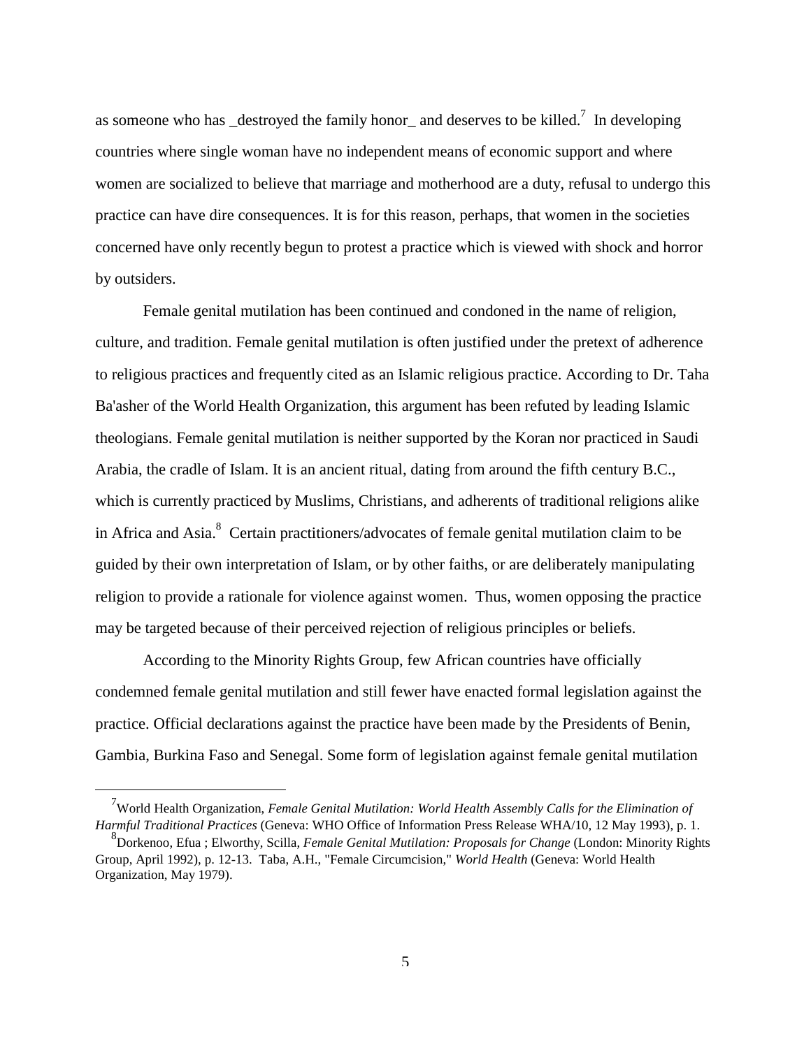as someone who has _destroyed the family honor_ and deserves to be killed.[7] In developing countries where single woman have no independent means of economic support and where women are socialized to believe that marriage and motherhood are a duty, refusal to undergo this practice can have dire consequences. It is for this reason, perhaps, that women in the societies concerned have only recently begun to protest a practice which is viewed with shock and horror by outsiders.

Female genital mutilation has been continued and condoned in the name of religion, culture, and tradition. Female genital mutilation is often justified under the pretext of adherence to religious practices and frequently cited as an Islamic religious practice. According to Dr. Taha Ba'asher of the World Health Organization, this argument has been refuted by leading Islamic theologians. Female genital mutilation is neither supported by the Koran nor practiced in Saudi Arabia, the cradle of Islam. It is an ancient ritual, dating from around the fifth century B.C., which is currently practiced by Muslims, Christians, and adherents of traditional religions alike in Africa and Asia.[8] Certain practitioners/advocates of female genital mutilation claim to be guided by their own interpretation of Islam, or by other faiths, or are deliberately manipulating religion to provide a rationale for violence against women. Thus, women opposing the practice may be targeted because of their perceived rejection of religious principles or beliefs.

According to the Minority Rights Group, few African countries have officially condemned female genital mutilation and still fewer have enacted formal legislation against the practice. Official declarations against the practice have been made by the Presidents of Benin, Gambia, Burkina Faso and Senegal. Some form of legislation against female genital mutilation

---

[7] World Health Organization, *Female Genital Mutilation: World Health Assembly Calls for the Elimination of Harmful Traditional Practices* (Geneva: WHO Office of Information Press Release WHA/10, 12 May 1993), p. 1.

[8] Dorkenoo, Efua ; Elworthy, Scilla, *Female Genital Mutilation: Proposals for Change* (London: Minority Rights Group, April 1992), p. 12-13. Taba, A.H., "Female Circumcision," *World Health* (Geneva: World Health Organization, May 1979).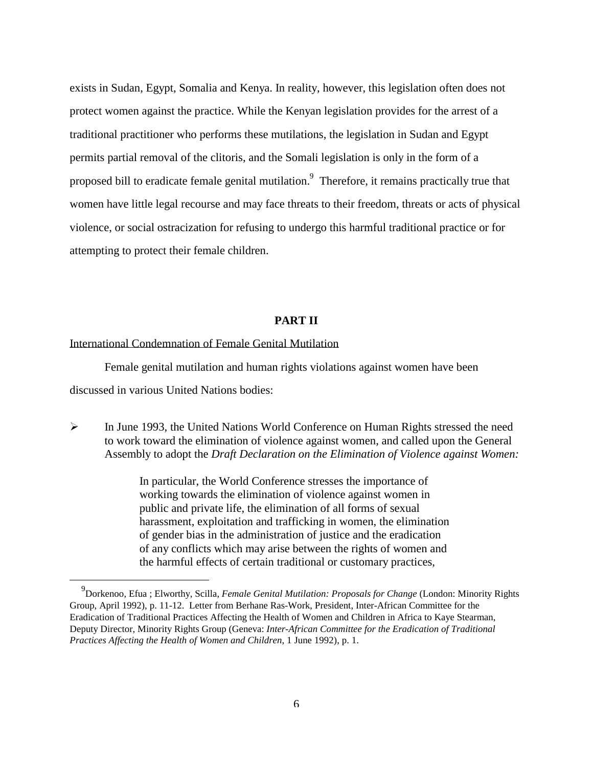exists in Sudan, Egypt, Somalia and Kenya. In reality, however, this legislation often does not protect women against the practice. While the Kenyan legislation provides for the arrest of a traditional practitioner who performs these mutilations, the legislation in Sudan and Egypt permits partial removal of the clitoris, and the Somali legislation is only in the form of a proposed bill to eradicate female genital mutilation.[9] Therefore, it remains practically true that women have little legal recourse and may face threats to their freedom, threats or acts of physical violence, or social ostracization for refusing to undergo this harmful traditional practice or for attempting to protect their female children.

## PART II

International Condemnation of Female Genital Mutilation

Female genital mutilation and human rights violations against women have been discussed in various United Nations bodies:

- In June 1993, the United Nations World Conference on Human Rights stressed the need to work toward the elimination of violence against women, and called upon the General Assembly to adopt the *Draft Declaration on the Elimination of Violence against Women:*

> In particular, the World Conference stresses the importance of working towards the elimination of violence against women in public and private life, the elimination of all forms of sexual harassment, exploitation and trafficking in women, the elimination of gender bias in the administration of justice and the eradication of any conflicts which may arise between the rights of women and the harmful effects of certain traditional or customary practices,

---

[9] Dorkenoo, Efua ; Elworthy, Scilla, *Female Genital Mutilation: Proposals for Change* (London: Minority Rights Group, April 1992), p. 11-12. Letter from Berhane Ras-Work, President, Inter-African Committee for the Eradication of Traditional Practices Affecting the Health of Women and Children in Africa to Kaye Stearman, Deputy Director, Minority Rights Group (Geneva: *Inter-African Committee for the Eradication of Traditional Practices Affecting the Health of Women and Children*, 1 June 1992), p. 1.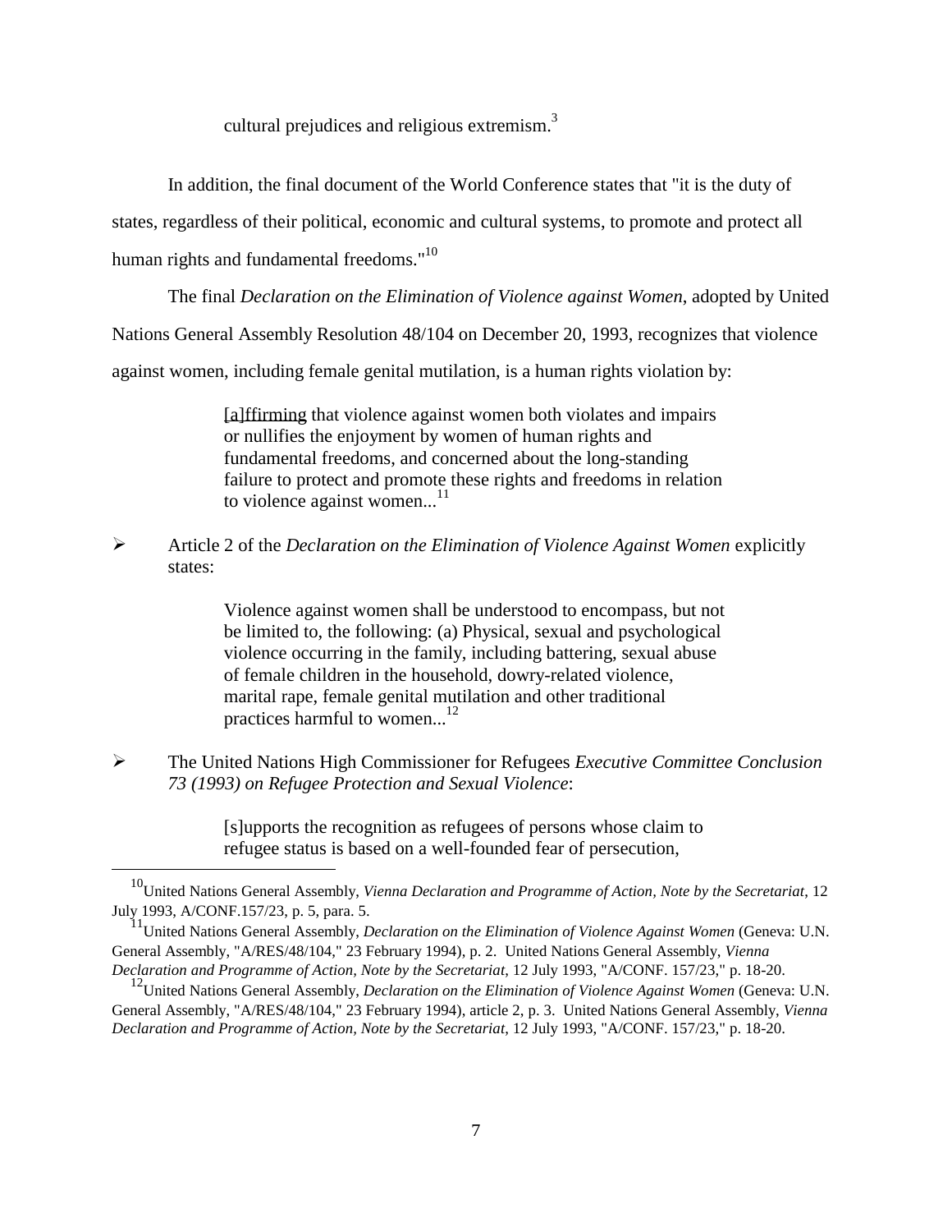cultural prejudices and religious extremism.[3]

In addition, the final document of the World Conference states that "it is the duty of states, regardless of their political, economic and cultural systems, to promote and protect all human rights and fundamental freedoms."[10]

The final *Declaration on the Elimination of Violence against Women*, adopted by United Nations General Assembly Resolution 48/104 on December 20, 1993, recognizes that violence against women, including female genital mutilation, is a human rights violation by:

> [a]ffirming that violence against women both violates and impairs or nullifies the enjoyment by women of human rights and fundamental freedoms, and concerned about the long-standing failure to protect and promote these rights and freedoms in relation to violence against women...[11]

- Article 2 of the *Declaration on the Elimination of Violence Against Women* explicitly states:

> Violence against women shall be understood to encompass, but not be limited to, the following: (a) Physical, sexual and psychological violence occurring in the family, including battering, sexual abuse of female children in the household, dowry-related violence, marital rape, female genital mutilation and other traditional practices harmful to women...[12]

- The United Nations High Commissioner for Refugees *Executive Committee Conclusion 73 (1993) on Refugee Protection and Sexual Violence*:

> [s]upports the recognition as refugees of persons whose claim to refugee status is based on a well-founded fear of persecution,

---

[10] United Nations General Assembly, *Vienna Declaration and Programme of Action, Note by the Secretariat*, 12 July 1993, A/CONF.157/23, p. 5, para. 5.

[11] United Nations General Assembly, *Declaration on the Elimination of Violence Against Women* (Geneva: U.N. General Assembly, "A/RES/48/104," 23 February 1994), p. 2. United Nations General Assembly, *Vienna Declaration and Programme of Action, Note by the Secretariat*, 12 July 1993, "A/CONF. 157/23," p. 18-20.

[12] United Nations General Assembly, *Declaration on the Elimination of Violence Against Women* (Geneva: U.N. General Assembly, "A/RES/48/104," 23 February 1994), article 2, p. 3. United Nations General Assembly, *Vienna Declaration and Programme of Action, Note by the Secretariat*, 12 July 1993, "A/CONF. 157/23," p. 18-20.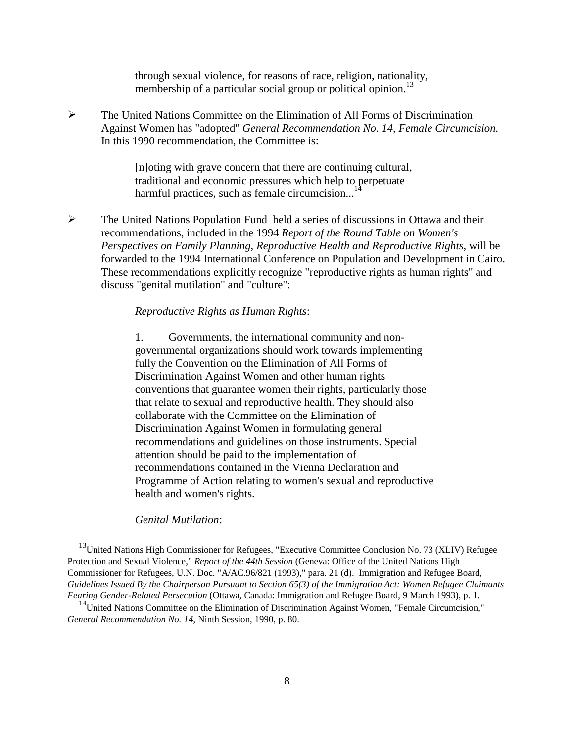> through sexual violence, for reasons of race, religion, nationality, membership of a particular social group or political opinion.[13]

- The United Nations Committee on the Elimination of All Forms of Discrimination Against Women has "adopted" *General Recommendation No. 14, Female Circumcision*. In this 1990 recommendation, the Committee is:

  > [n]oting with grave concern that there are continuing cultural, traditional and economic pressures which help to perpetuate harmful practices, such as female circumcision...[14]

- The United Nations Population Fund held a series of discussions in Ottawa and their recommendations, included in the 1994 *Report of the Round Table on Women's Perspectives on Family Planning, Reproductive Health and Reproductive Rights*, will be forwarded to the 1994 International Conference on Population and Development in Cairo. These recommendations explicitly recognize "reproductive rights as human rights" and discuss "genital mutilation" and "culture":

  > *Reproductive Rights as Human Rights*:
  >
  > 1. Governments, the international community and non-governmental organizations should work towards implementing fully the Convention on the Elimination of All Forms of Discrimination Against Women and other human rights conventions that guarantee women their rights, particularly those that relate to sexual and reproductive health. They should also collaborate with the Committee on the Elimination of Discrimination Against Women in formulating general recommendations and guidelines on those instruments. Special attention should be paid to the implementation of recommendations contained in the Vienna Declaration and Programme of Action relating to women's sexual and reproductive health and women's rights.
  >
  > *Genital Mutilation*:

---

[13] United Nations High Commissioner for Refugees, "Executive Committee Conclusion No. 73 (XLIV) Refugee Protection and Sexual Violence," *Report of the 44th Session* (Geneva: Office of the United Nations High Commissioner for Refugees, U.N. Doc. "A/AC.96/821 (1993)," para. 21 (d). Immigration and Refugee Board, *Guidelines Issued By the Chairperson Pursuant to Section 65(3) of the Immigration Act: Women Refugee Claimants Fearing Gender-Related Persecution* (Ottawa, Canada: Immigration and Refugee Board, 9 March 1993), p. 1.

[14] United Nations Committee on the Elimination of Discrimination Against Women, "Female Circumcision," *General Recommendation No. 14*, Ninth Session, 1990, p. 80.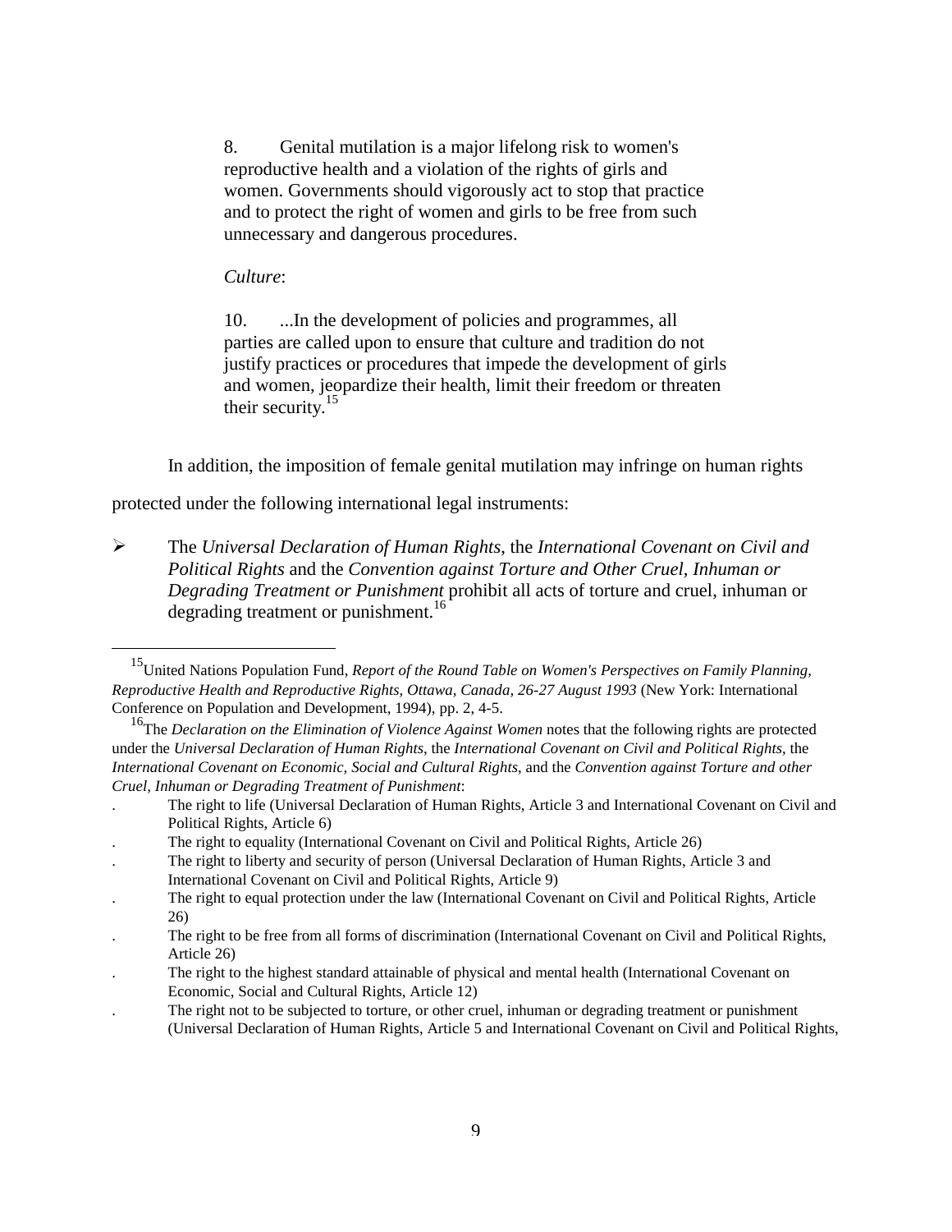> 8. Genital mutilation is a major lifelong risk to women's reproductive health and a violation of the rights of girls and women. Governments should vigorously act to stop that practice and to protect the right of women and girls to be free from such unnecessary and dangerous procedures.
>
> *Culture*:
>
> 10. ...In the development of policies and programmes, all parties are called upon to ensure that culture and tradition do not justify practices or procedures that impede the development of girls and women, jeopardize their health, limit their freedom or threaten their security.[15]

In addition, the imposition of female genital mutilation may infringe on human rights protected under the following international legal instruments:

- The *Universal Declaration of Human Rights*, the *International Covenant on Civil and Political Rights* and the *Convention against Torture and Other Cruel, Inhuman or Degrading Treatment or Punishment* prohibit all acts of torture and cruel, inhuman or degrading treatment or punishment.[16]

---

[15] United Nations Population Fund, *Report of the Round Table on Women's Perspectives on Family Planning, Reproductive Health and Reproductive Rights, Ottawa, Canada, 26-27 August 1993* (New York: International Conference on Population and Development, 1994), pp. 2, 4-5.

[16] The *Declaration on the Elimination of Violence Against Women* notes that the following rights are protected under the *Universal Declaration of Human Rights*, the *International Covenant on Civil and Political Rights*, the *International Covenant on Economic, Social and Cultural Rights*, and the *Convention against Torture and other Cruel, Inhuman or Degrading Treatment of Punishment*:

- The right to life (Universal Declaration of Human Rights, Article 3 and International Covenant on Civil and Political Rights, Article 6)
- The right to equality (International Covenant on Civil and Political Rights, Article 26)
- The right to liberty and security of person (Universal Declaration of Human Rights, Article 3 and International Covenant on Civil and Political Rights, Article 9)
- The right to equal protection under the law (International Covenant on Civil and Political Rights, Article 26)
- The right to be free from all forms of discrimination (International Covenant on Civil and Political Rights, Article 26)
- The right to the highest standard attainable of physical and mental health (International Covenant on Economic, Social and Cultural Rights, Article 12)
- The right not to be subjected to torture, or other cruel, inhuman or degrading treatment or punishment (Universal Declaration of Human Rights, Article 5 and International Covenant on Civil and Political Rights,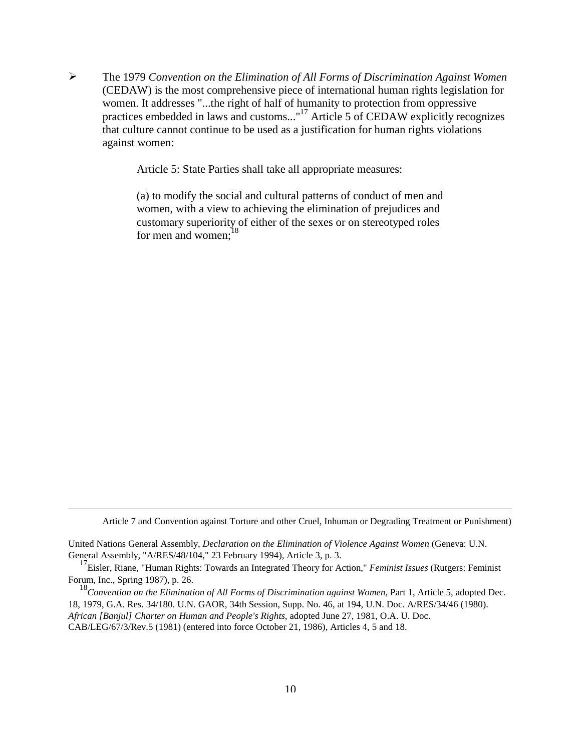- The 1979 *Convention on the Elimination of All Forms of Discrimination Against Women* (CEDAW) is the most comprehensive piece of international human rights legislation for women. It addresses "...the right of half of humanity to protection from oppressive practices embedded in laws and customs..."[17] Article 5 of CEDAW explicitly recognizes that culture cannot continue to be used as a justification for human rights violations against women:

  > Article 5: State Parties shall take all appropriate measures:
  >
  > (a) to modify the social and cultural patterns of conduct of men and women, with a view to achieving the elimination of prejudices and customary superiority of either of the sexes or on stereotyped roles for men and women;[18]

---

Article 7 and Convention against Torture and other Cruel, Inhuman or Degrading Treatment or Punishment)

United Nations General Assembly, *Declaration on the Elimination of Violence Against Women* (Geneva: U.N. General Assembly, "A/RES/48/104," 23 February 1994), Article 3, p. 3.

[17] Eisler, Riane, "Human Rights: Towards an Integrated Theory for Action," *Feminist Issues* (Rutgers: Feminist Forum, Inc., Spring 1987), p. 26.

[18] *Convention on the Elimination of All Forms of Discrimination against Women*, Part 1, Article 5, adopted Dec. 18, 1979, G.A. Res. 34/180. U.N. GAOR, 34th Session, Supp. No. 46, at 194, U.N. Doc. A/RES/34/46 (1980). *African [Banjul] Charter on Human and People's Rights*, adopted June 27, 1981, O.A. U. Doc. CAB/LEG/67/3/Rev.5 (1981) (entered into force October 21, 1986), Articles 4, 5 and 18.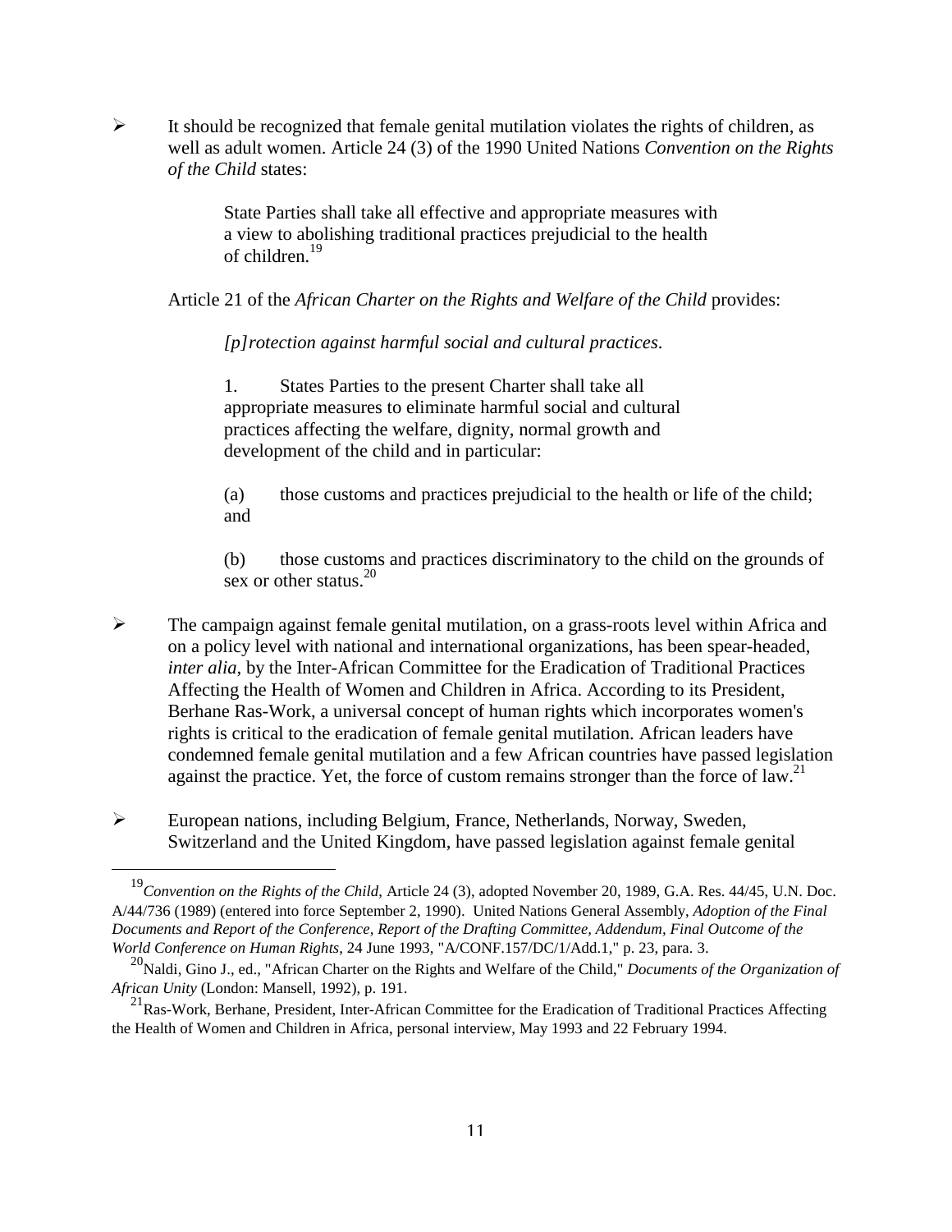- It should be recognized that female genital mutilation violates the rights of children, as well as adult women. Article 24 (3) of the 1990 United Nations *Convention on the Rights of the Child* states:

  > State Parties shall take all effective and appropriate measures with a view to abolishing traditional practices prejudicial to the health of children.[19]

  Article 21 of the *African Charter on the Rights and Welfare of the Child* provides:

  > *[p]rotection against harmful social and cultural practices*.
  >
  > 1. States Parties to the present Charter shall take all appropriate measures to eliminate harmful social and cultural practices affecting the welfare, dignity, normal growth and development of the child and in particular:
  >
  > (a) those customs and practices prejudicial to the health or life of the child; and
  >
  > (b) those customs and practices discriminatory to the child on the grounds of sex or other status.[20]

- The campaign against female genital mutilation, on a grass-roots level within Africa and on a policy level with national and international organizations, has been spear-headed, *inter alia*, by the Inter-African Committee for the Eradication of Traditional Practices Affecting the Health of Women and Children in Africa. According to its President, Berhane Ras-Work, a universal concept of human rights which incorporates women's rights is critical to the eradication of female genital mutilation. African leaders have condemned female genital mutilation and a few African countries have passed legislation against the practice. Yet, the force of custom remains stronger than the force of law.[21]

- European nations, including Belgium, France, Netherlands, Norway, Sweden, Switzerland and the United Kingdom, have passed legislation against female genital

---

[19] *Convention on the Rights of the Child*, Article 24 (3), adopted November 20, 1989, G.A. Res. 44/45, U.N. Doc. A/44/736 (1989) (entered into force September 2, 1990). United Nations General Assembly, *Adoption of the Final Documents and Report of the Conference, Report of the Drafting Committee, Addendum, Final Outcome of the World Conference on Human Rights*, 24 June 1993, "A/CONF.157/DC/1/Add.1," p. 23, para. 3.

[20] Naldi, Gino J., ed., "African Charter on the Rights and Welfare of the Child," *Documents of the Organization of African Unity* (London: Mansell, 1992), p. 191.

[21] Ras-Work, Berhane, President, Inter-African Committee for the Eradication of Traditional Practices Affecting the Health of Women and Children in Africa, personal interview, May 1993 and 22 February 1994.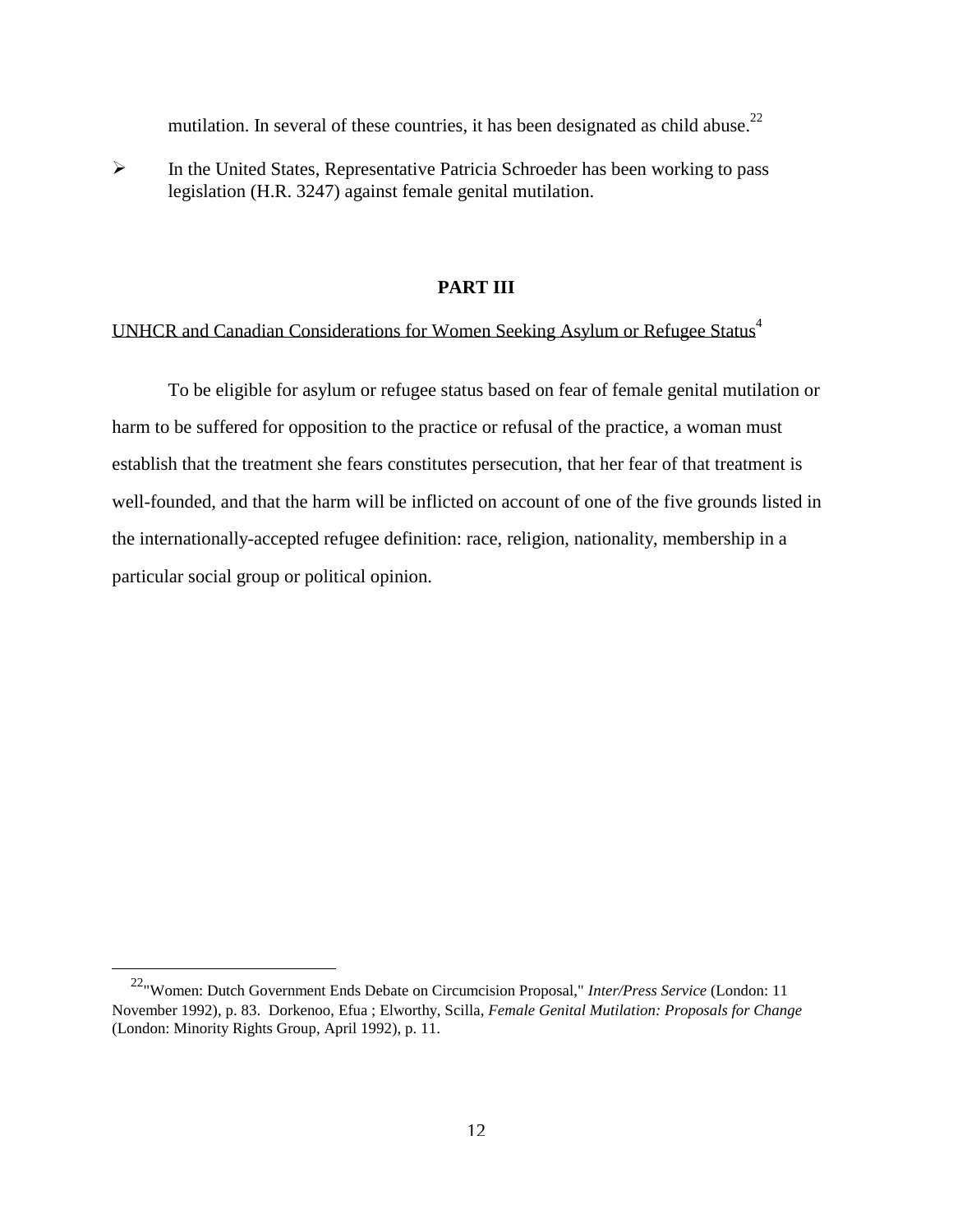mutilation. In several of these countries, it has been designated as child abuse.[22]

- In the United States, Representative Patricia Schroeder has been working to pass legislation (H.R. 3247) against female genital mutilation.

## PART III

UNHCR and Canadian Considerations for Women Seeking Asylum or Refugee Status[4]

To be eligible for asylum or refugee status based on fear of female genital mutilation or harm to be suffered for opposition to the practice or refusal of the practice, a woman must establish that the treatment she fears constitutes persecution, that her fear of that treatment is well-founded, and that the harm will be inflicted on account of one of the five grounds listed in the internationally-accepted refugee definition: race, religion, nationality, membership in a particular social group or political opinion.

---

[22] "Women: Dutch Government Ends Debate on Circumcision Proposal," *Inter/Press Service* (London: 11 November 1992), p. 83. Dorkenoo, Efua ; Elworthy, Scilla, *Female Genital Mutilation: Proposals for Change* (London: Minority Rights Group, April 1992), p. 11.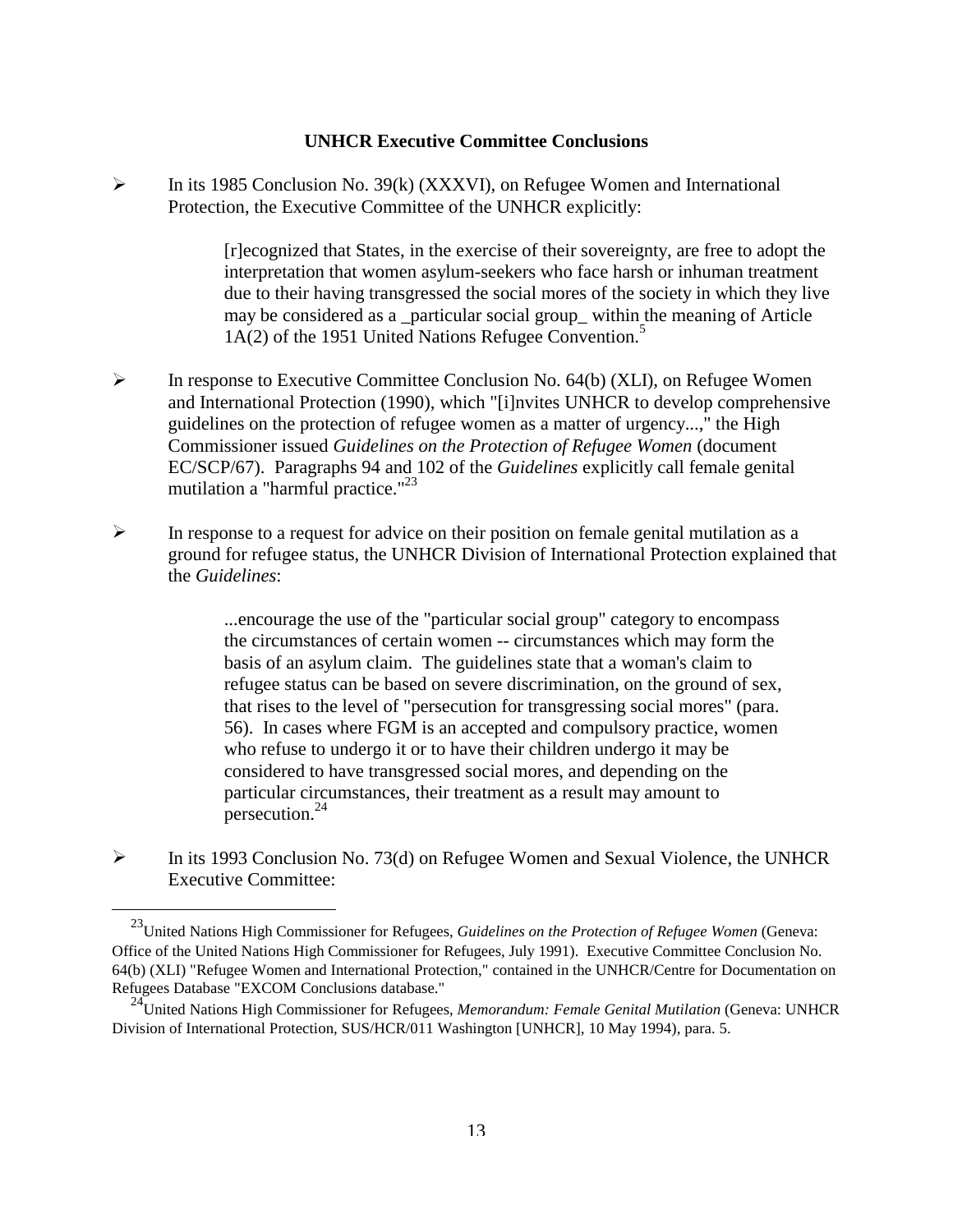**UNHCR Executive Committee Conclusions**

- In its 1985 Conclusion No. 39(k) (XXXVI), on Refugee Women and International Protection, the Executive Committee of the UNHCR explicitly:

  > [r]ecognized that States, in the exercise of their sovereignty, are free to adopt the interpretation that women asylum-seekers who face harsh or inhuman treatment due to their having transgressed the social mores of the society in which they live may be considered as a _particular social group_ within the meaning of Article 1A(2) of the 1951 United Nations Refugee Convention.[5]

- In response to Executive Committee Conclusion No. 64(b) (XLI), on Refugee Women and International Protection (1990), which "[i]nvites UNHCR to develop comprehensive guidelines on the protection of refugee women as a matter of urgency...," the High Commissioner issued *Guidelines on the Protection of Refugee Women* (document EC/SCP/67). Paragraphs 94 and 102 of the *Guidelines* explicitly call female genital mutilation a "harmful practice."[23]

- In response to a request for advice on their position on female genital mutilation as a ground for refugee status, the UNHCR Division of International Protection explained that the *Guidelines*:

  > ...encourage the use of the "particular social group" category to encompass the circumstances of certain women -- circumstances which may form the basis of an asylum claim. The guidelines state that a woman's claim to refugee status can be based on severe discrimination, on the ground of sex, that rises to the level of "persecution for transgressing social mores" (para. 56). In cases where FGM is an accepted and compulsory practice, women who refuse to undergo it or to have their children undergo it may be considered to have transgressed social mores, and depending on the particular circumstances, their treatment as a result may amount to persecution.[24]

- In its 1993 Conclusion No. 73(d) on Refugee Women and Sexual Violence, the UNHCR Executive Committee:

---

[23] United Nations High Commissioner for Refugees, *Guidelines on the Protection of Refugee Women* (Geneva: Office of the United Nations High Commissioner for Refugees, July 1991). Executive Committee Conclusion No. 64(b) (XLI) "Refugee Women and International Protection," contained in the UNHCR/Centre for Documentation on Refugees Database "EXCOM Conclusions database."

[24] United Nations High Commissioner for Refugees, *Memorandum: Female Genital Mutilation* (Geneva: UNHCR Division of International Protection, SUS/HCR/011 Washington [UNHCR], 10 May 1994), para. 5.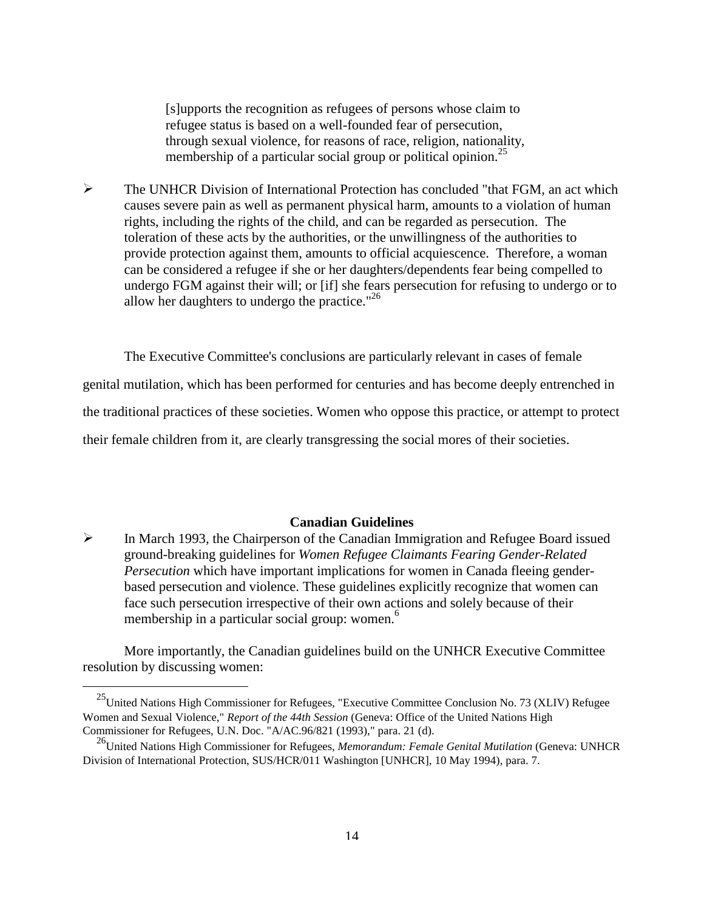> [s]upports the recognition as refugees of persons whose claim to refugee status is based on a well-founded fear of persecution, through sexual violence, for reasons of race, religion, nationality, membership of a particular social group or political opinion.[25]

- The UNHCR Division of International Protection has concluded "that FGM, an act which causes severe pain as well as permanent physical harm, amounts to a violation of human rights, including the rights of the child, and can be regarded as persecution. The toleration of these acts by the authorities, or the unwillingness of the authorities to provide protection against them, amounts to official acquiescence. Therefore, a woman can be considered a refugee if she or her daughters/dependents fear being compelled to undergo FGM against their will; or [if] she fears persecution for refusing to undergo or to allow her daughters to undergo the practice."[26]

The Executive Committee's conclusions are particularly relevant in cases of female genital mutilation, which has been performed for centuries and has become deeply entrenched in the traditional practices of these societies. Women who oppose this practice, or attempt to protect their female children from it, are clearly transgressing the social mores of their societies.

### Canadian Guidelines

- In March 1993, the Chairperson of the Canadian Immigration and Refugee Board issued ground-breaking guidelines for *Women Refugee Claimants Fearing Gender-Related Persecution* which have important implications for women in Canada fleeing gender-based persecution and violence. These guidelines explicitly recognize that women can face such persecution irrespective of their own actions and solely because of their membership in a particular social group: women.[6]

More importantly, the Canadian guidelines build on the UNHCR Executive Committee resolution by discussing women:

---

[25] United Nations High Commissioner for Refugees, "Executive Committee Conclusion No. 73 (XLIV) Refugee Women and Sexual Violence," *Report of the 44th Session* (Geneva: Office of the United Nations High Commissioner for Refugees, U.N. Doc. "A/AC.96/821 (1993)," para. 21 (d).

[26] United Nations High Commissioner for Refugees, *Memorandum: Female Genital Mutilation* (Geneva: UNHCR Division of International Protection, SUS/HCR/011 Washington [UNHCR], 10 May 1994), para. 7.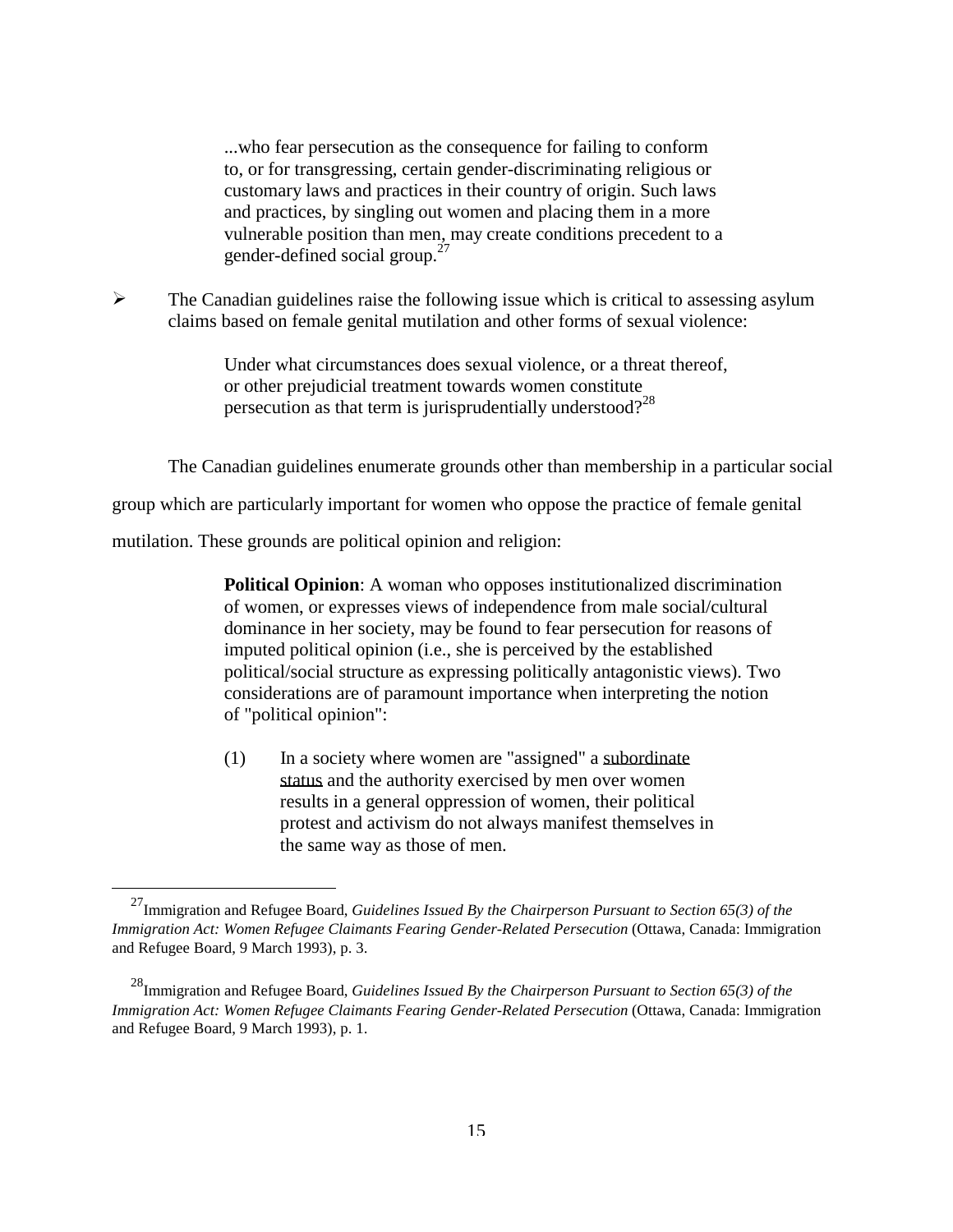> ...who fear persecution as the consequence for failing to conform to, or for transgressing, certain gender-discriminating religious or customary laws and practices in their country of origin. Such laws and practices, by singling out women and placing them in a more vulnerable position than men, may create conditions precedent to a gender-defined social group.[27]

- The Canadian guidelines raise the following issue which is critical to assessing asylum claims based on female genital mutilation and other forms of sexual violence:

> Under what circumstances does sexual violence, or a threat thereof, or other prejudicial treatment towards women constitute persecution as that term is jurisprudentially understood?[28]

The Canadian guidelines enumerate grounds other than membership in a particular social group which are particularly important for women who oppose the practice of female genital mutilation. These grounds are political opinion and religion:

> **Political Opinion**: A woman who opposes institutionalized discrimination of women, or expresses views of independence from male social/cultural dominance in her society, may be found to fear persecution for reasons of imputed political opinion (i.e., she is perceived by the established political/social structure as expressing politically antagonistic views). Two considerations are of paramount importance when interpreting the notion of "political opinion":
>
> (1) In a society where women are "assigned" a <u>subordinate status</u> and the authority exercised by men over women results in a general oppression of women, their political protest and activism do not always manifest themselves in the same way as those of men.

---

[27] Immigration and Refugee Board, *Guidelines Issued By the Chairperson Pursuant to Section 65(3) of the Immigration Act: Women Refugee Claimants Fearing Gender-Related Persecution* (Ottawa, Canada: Immigration and Refugee Board, 9 March 1993), p. 3.

[28] Immigration and Refugee Board, *Guidelines Issued By the Chairperson Pursuant to Section 65(3) of the Immigration Act: Women Refugee Claimants Fearing Gender-Related Persecution* (Ottawa, Canada: Immigration and Refugee Board, 9 March 1993), p. 1.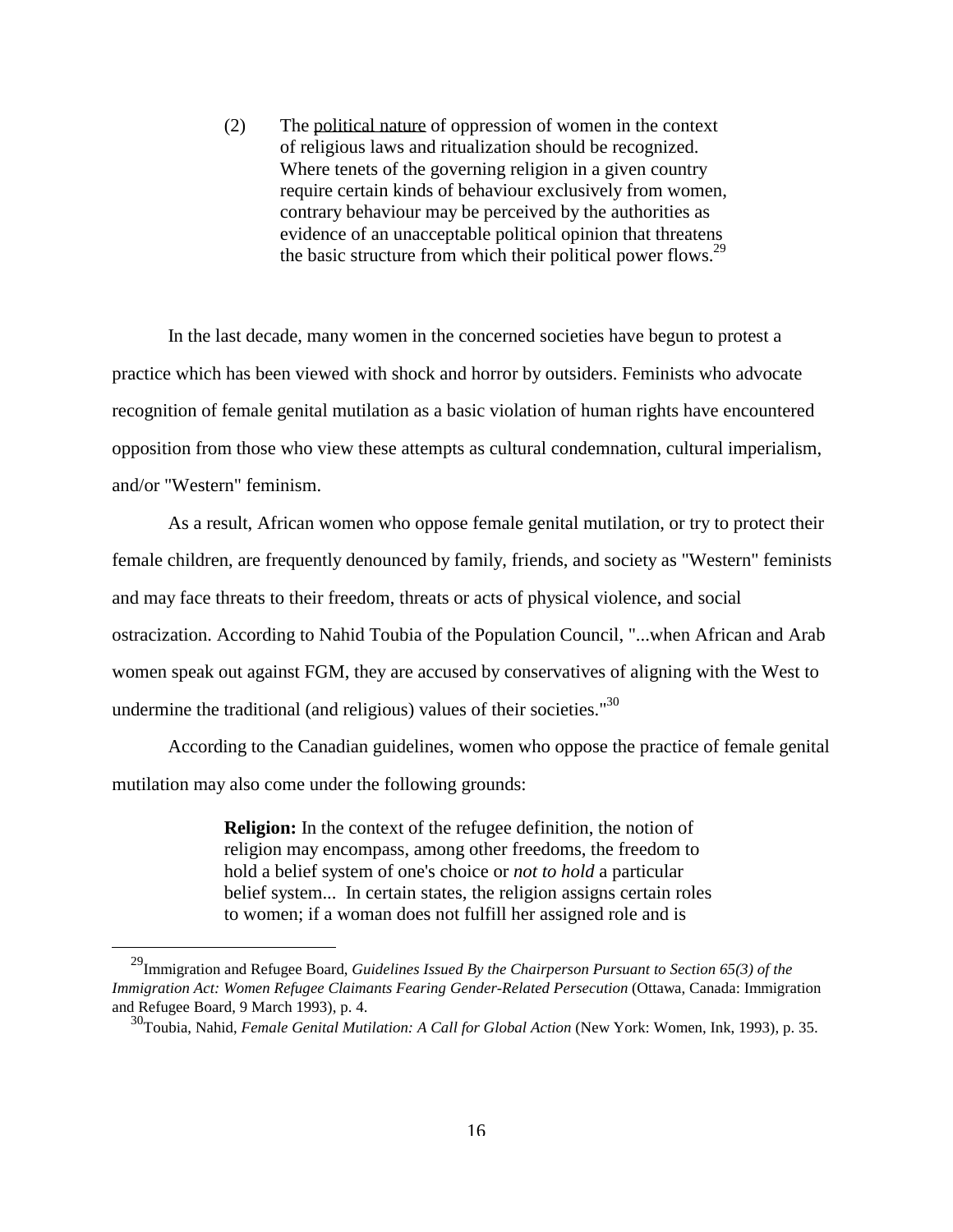(2) The <u>political nature</u> of oppression of women in the context of religious laws and ritualization should be recognized. Where tenets of the governing religion in a given country require certain kinds of behaviour exclusively from women, contrary behaviour may be perceived by the authorities as evidence of an unacceptable political opinion that threatens the basic structure from which their political power flows.[29]

In the last decade, many women in the concerned societies have begun to protest a practice which has been viewed with shock and horror by outsiders. Feminists who advocate recognition of female genital mutilation as a basic violation of human rights have encountered opposition from those who view these attempts as cultural condemnation, cultural imperialism, and/or "Western" feminism.

As a result, African women who oppose female genital mutilation, or try to protect their female children, are frequently denounced by family, friends, and society as "Western" feminists and may face threats to their freedom, threats or acts of physical violence, and social ostracization. According to Nahid Toubia of the Population Council, "...when African and Arab women speak out against FGM, they are accused by conservatives of aligning with the West to undermine the traditional (and religious) values of their societies."[30]

According to the Canadian guidelines, women who oppose the practice of female genital mutilation may also come under the following grounds:

> **Religion:** In the context of the refugee definition, the notion of religion may encompass, among other freedoms, the freedom to hold a belief system of one's choice or *not to hold* a particular belief system... In certain states, the religion assigns certain roles to women; if a woman does not fulfill her assigned role and is

---

[29] Immigration and Refugee Board, *Guidelines Issued By the Chairperson Pursuant to Section 65(3) of the Immigration Act: Women Refugee Claimants Fearing Gender-Related Persecution* (Ottawa, Canada: Immigration and Refugee Board, 9 March 1993), p. 4.

[30] Toubia, Nahid, *Female Genital Mutilation: A Call for Global Action* (New York: Women, Ink, 1993), p. 35.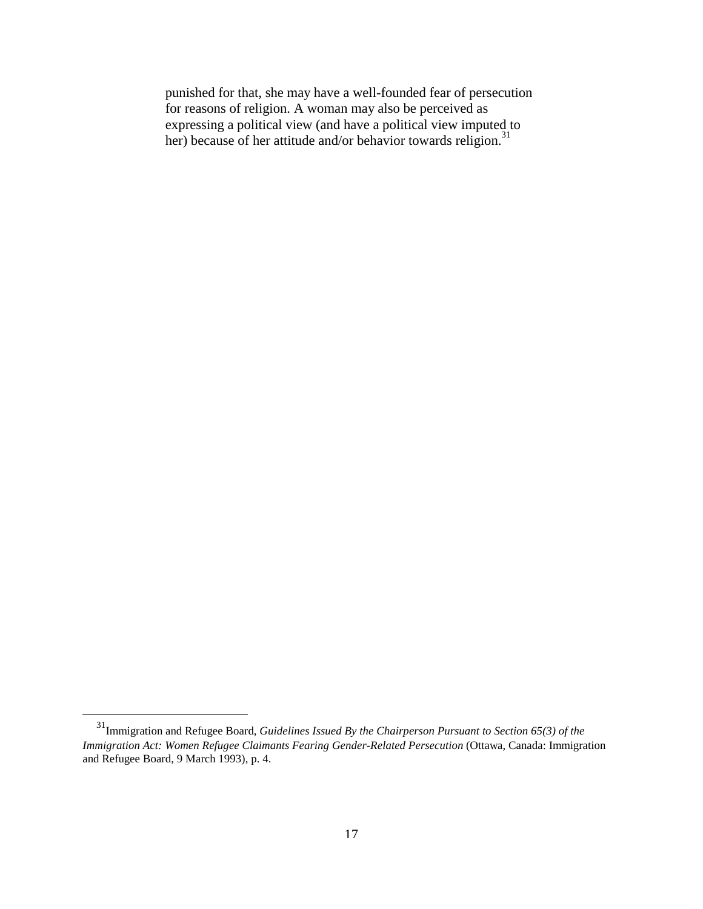> punished for that, she may have a well-founded fear of persecution for reasons of religion. A woman may also be perceived as expressing a political view (and have a political view imputed to her) because of her attitude and/or behavior towards religion.[31]

---

[31] Immigration and Refugee Board, *Guidelines Issued By the Chairperson Pursuant to Section 65(3) of the Immigration Act: Women Refugee Claimants Fearing Gender-Related Persecution* (Ottawa, Canada: Immigration and Refugee Board, 9 March 1993), p. 4.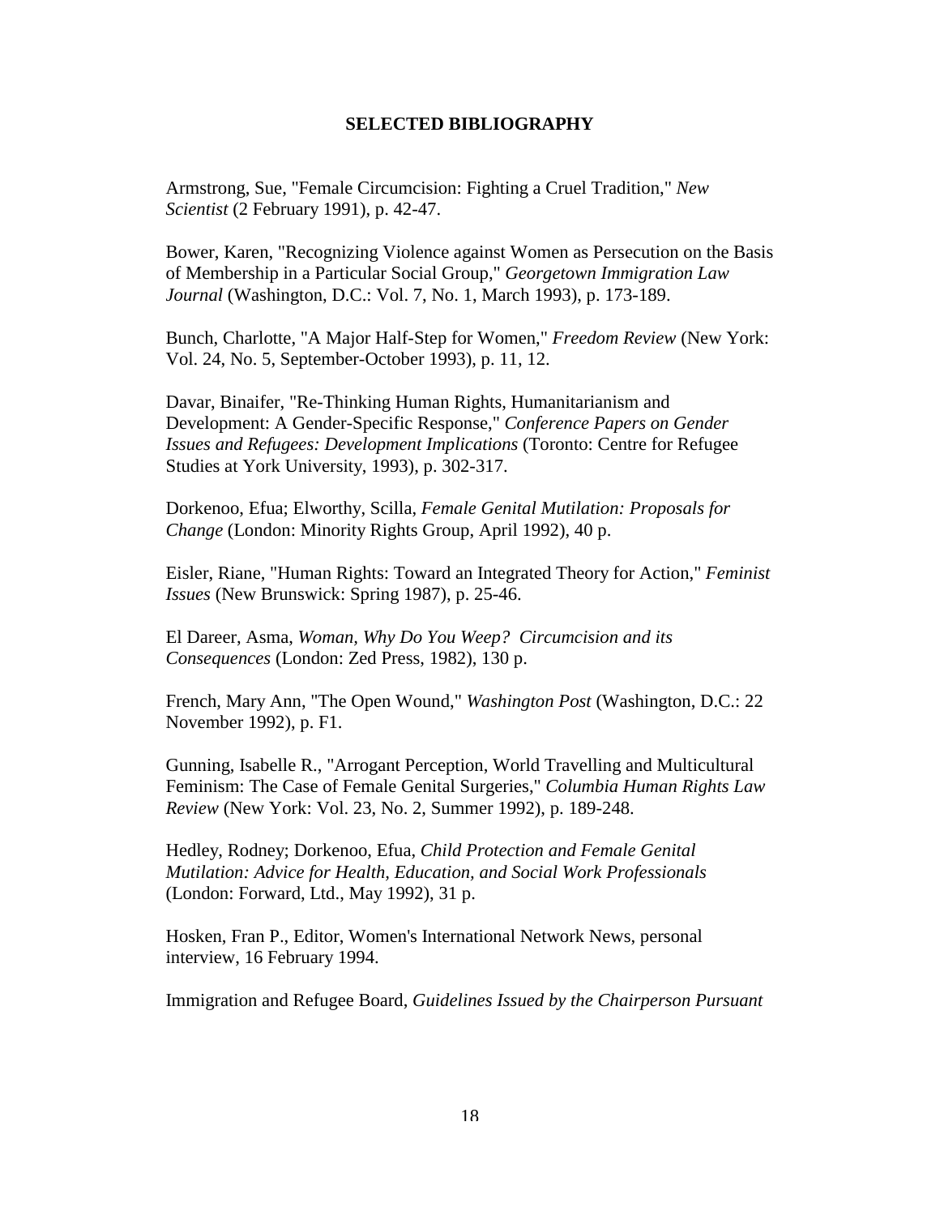## SELECTED BIBLIOGRAPHY

Armstrong, Sue, "Female Circumcision: Fighting a Cruel Tradition," *New Scientist* (2 February 1991), p. 42-47.

Bower, Karen, "Recognizing Violence against Women as Persecution on the Basis of Membership in a Particular Social Group," *Georgetown Immigration Law Journal* (Washington, D.C.: Vol. 7, No. 1, March 1993), p. 173-189.

Bunch, Charlotte, "A Major Half-Step for Women," *Freedom Review* (New York: Vol. 24, No. 5, September-October 1993), p. 11, 12.

Davar, Binaifer, "Re-Thinking Human Rights, Humanitarianism and Development: A Gender-Specific Response," *Conference Papers on Gender Issues and Refugees: Development Implications* (Toronto: Centre for Refugee Studies at York University, 1993), p. 302-317.

Dorkenoo, Efua; Elworthy, Scilla, *Female Genital Mutilation: Proposals for Change* (London: Minority Rights Group, April 1992), 40 p.

Eisler, Riane, "Human Rights: Toward an Integrated Theory for Action," *Feminist Issues* (New Brunswick: Spring 1987), p. 25-46.

El Dareer, Asma, *Woman, Why Do You Weep? Circumcision and its Consequences* (London: Zed Press, 1982), 130 p.

French, Mary Ann, "The Open Wound," *Washington Post* (Washington, D.C.: 22 November 1992), p. F1.

Gunning, Isabelle R., "Arrogant Perception, World Travelling and Multicultural Feminism: The Case of Female Genital Surgeries," *Columbia Human Rights Law Review* (New York: Vol. 23, No. 2, Summer 1992), p. 189-248.

Hedley, Rodney; Dorkenoo, Efua, *Child Protection and Female Genital Mutilation: Advice for Health, Education, and Social Work Professionals* (London: Forward, Ltd., May 1992), 31 p.

Hosken, Fran P., Editor, Women's International Network News, personal interview, 16 February 1994.

Immigration and Refugee Board, *Guidelines Issued by the Chairperson Pursuant*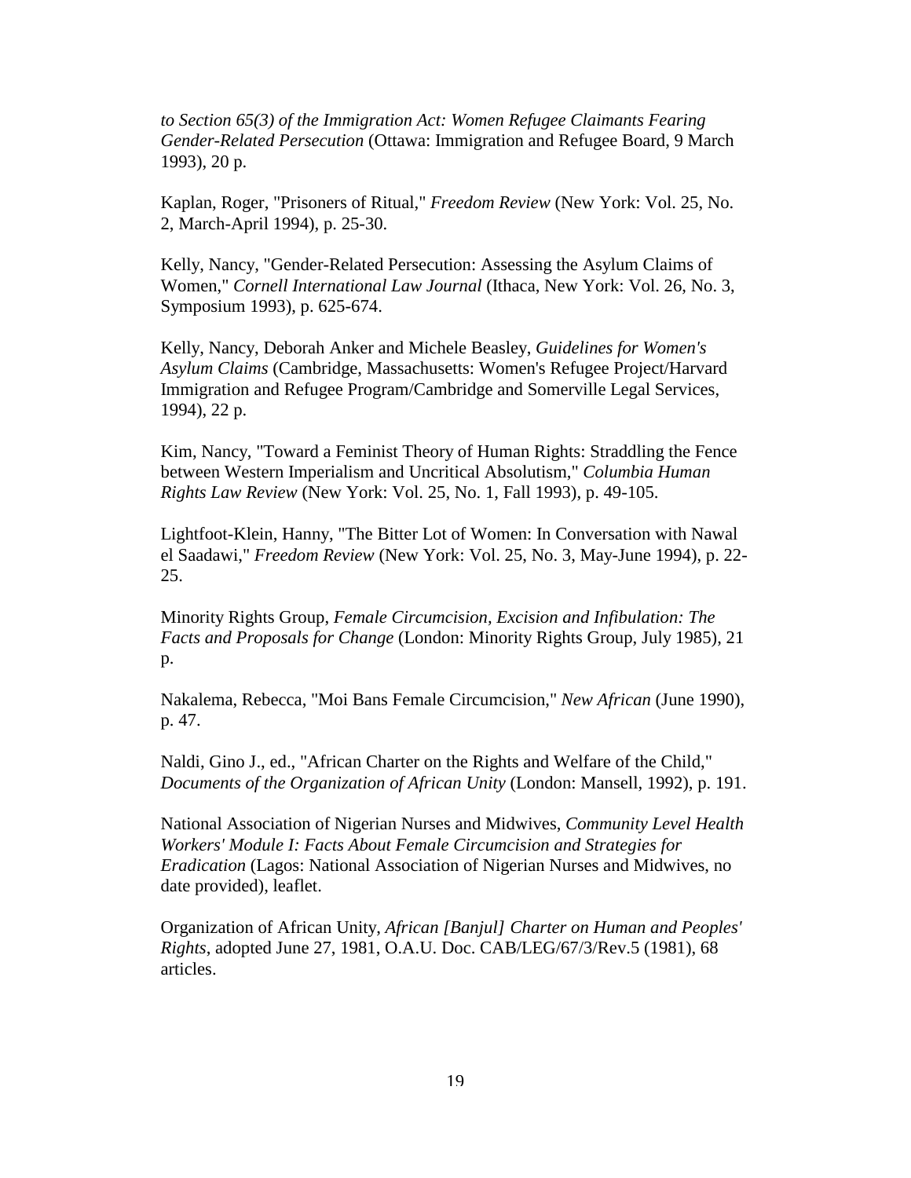*to Section 65(3) of the Immigration Act: Women Refugee Claimants Fearing Gender-Related Persecution* (Ottawa: Immigration and Refugee Board, 9 March 1993), 20 p.

Kaplan, Roger, "Prisoners of Ritual," *Freedom Review* (New York: Vol. 25, No. 2, March-April 1994), p. 25-30.

Kelly, Nancy, "Gender-Related Persecution: Assessing the Asylum Claims of Women," *Cornell International Law Journal* (Ithaca, New York: Vol. 26, No. 3, Symposium 1993), p. 625-674.

Kelly, Nancy, Deborah Anker and Michele Beasley, *Guidelines for Women's Asylum Claims* (Cambridge, Massachusetts: Women's Refugee Project/Harvard Immigration and Refugee Program/Cambridge and Somerville Legal Services, 1994), 22 p.

Kim, Nancy, "Toward a Feminist Theory of Human Rights: Straddling the Fence between Western Imperialism and Uncritical Absolutism," *Columbia Human Rights Law Review* (New York: Vol. 25, No. 1, Fall 1993), p. 49-105.

Lightfoot-Klein, Hanny, "The Bitter Lot of Women: In Conversation with Nawal el Saadawi," *Freedom Review* (New York: Vol. 25, No. 3, May-June 1994), p. 22-25.

Minority Rights Group, *Female Circumcision, Excision and Infibulation: The Facts and Proposals for Change* (London: Minority Rights Group, July 1985), 21 p.

Nakalema, Rebecca, "Moi Bans Female Circumcision," *New African* (June 1990), p. 47.

Naldi, Gino J., ed., "African Charter on the Rights and Welfare of the Child," *Documents of the Organization of African Unity* (London: Mansell, 1992), p. 191.

National Association of Nigerian Nurses and Midwives, *Community Level Health Workers' Module I: Facts About Female Circumcision and Strategies for Eradication* (Lagos: National Association of Nigerian Nurses and Midwives, no date provided), leaflet.

Organization of African Unity, *African [Banjul] Charter on Human and Peoples' Rights*, adopted June 27, 1981, O.A.U. Doc. CAB/LEG/67/3/Rev.5 (1981), 68 articles.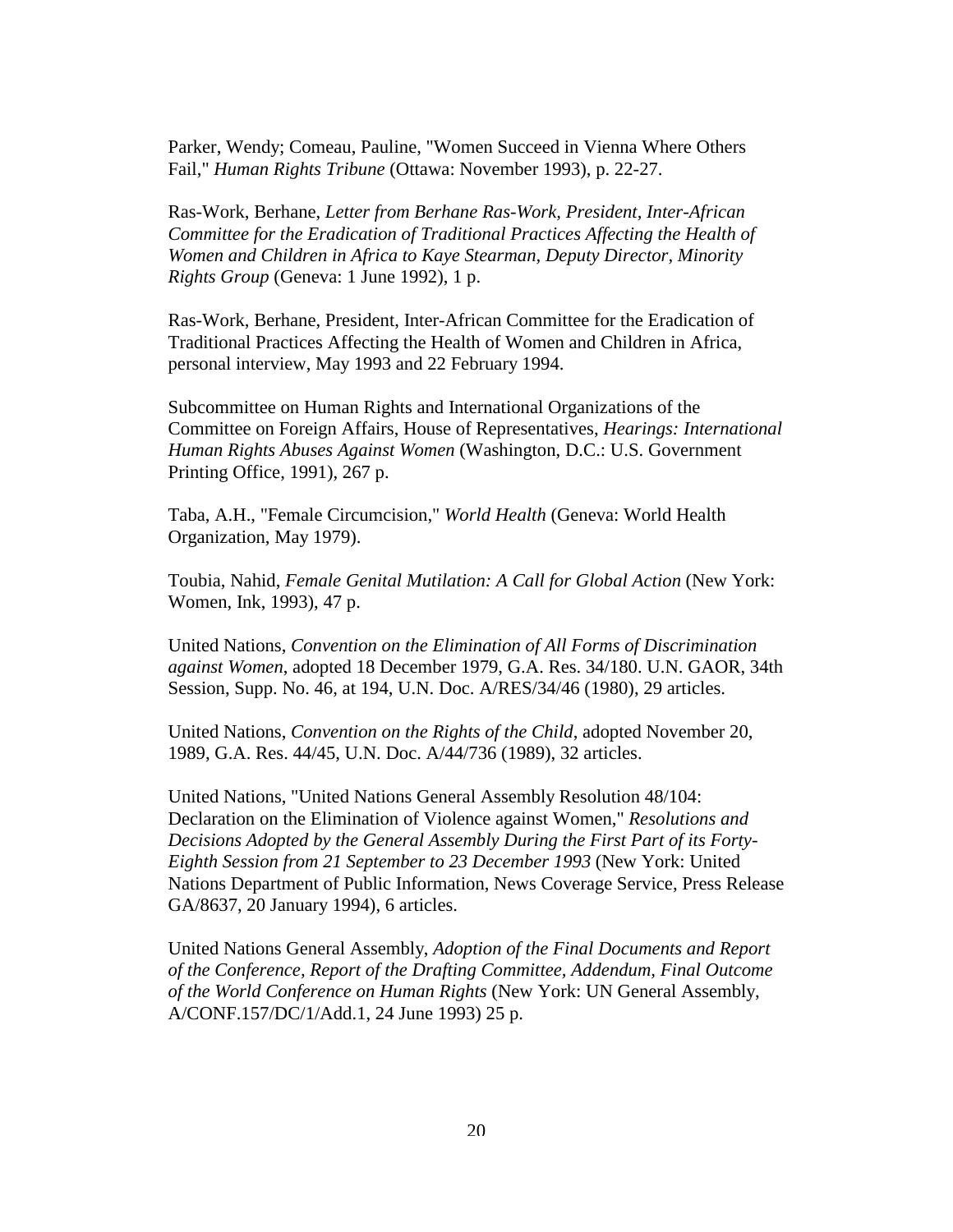Parker, Wendy; Comeau, Pauline, "Women Succeed in Vienna Where Others Fail," *Human Rights Tribune* (Ottawa: November 1993), p. 22-27.

Ras-Work, Berhane, *Letter from Berhane Ras-Work, President, Inter-African Committee for the Eradication of Traditional Practices Affecting the Health of Women and Children in Africa to Kaye Stearman, Deputy Director, Minority Rights Group* (Geneva: 1 June 1992), 1 p.

Ras-Work, Berhane, President, Inter-African Committee for the Eradication of Traditional Practices Affecting the Health of Women and Children in Africa, personal interview, May 1993 and 22 February 1994.

Subcommittee on Human Rights and International Organizations of the Committee on Foreign Affairs, House of Representatives, *Hearings: International Human Rights Abuses Against Women* (Washington, D.C.: U.S. Government Printing Office, 1991), 267 p.

Taba, A.H., "Female Circumcision," *World Health* (Geneva: World Health Organization, May 1979).

Toubia, Nahid, *Female Genital Mutilation: A Call for Global Action* (New York: Women, Ink, 1993), 47 p.

United Nations, *Convention on the Elimination of All Forms of Discrimination against Women*, adopted 18 December 1979, G.A. Res. 34/180. U.N. GAOR, 34th Session, Supp. No. 46, at 194, U.N. Doc. A/RES/34/46 (1980), 29 articles.

United Nations, *Convention on the Rights of the Child*, adopted November 20, 1989, G.A. Res. 44/45, U.N. Doc. A/44/736 (1989), 32 articles.

United Nations, "United Nations General Assembly Resolution 48/104: Declaration on the Elimination of Violence against Women," *Resolutions and Decisions Adopted by the General Assembly During the First Part of its Forty-Eighth Session from 21 September to 23 December 1993* (New York: United Nations Department of Public Information, News Coverage Service, Press Release GA/8637, 20 January 1994), 6 articles.

United Nations General Assembly, *Adoption of the Final Documents and Report of the Conference, Report of the Drafting Committee, Addendum, Final Outcome of the World Conference on Human Rights* (New York: UN General Assembly, A/CONF.157/DC/1/Add.1, 24 June 1993) 25 p.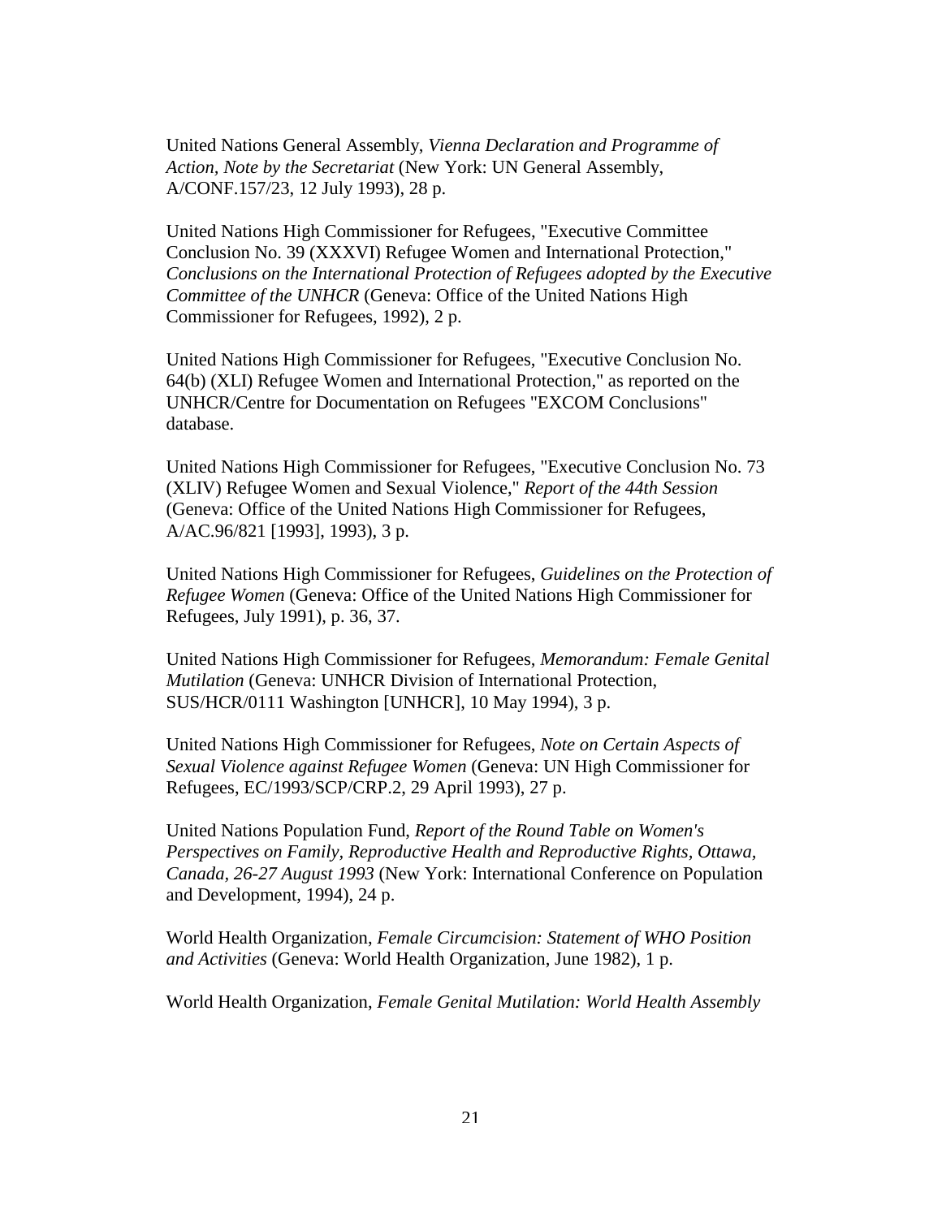United Nations General Assembly, *Vienna Declaration and Programme of Action, Note by the Secretariat* (New York: UN General Assembly, A/CONF.157/23, 12 July 1993), 28 p.

United Nations High Commissioner for Refugees, "Executive Committee Conclusion No. 39 (XXXVI) Refugee Women and International Protection," *Conclusions on the International Protection of Refugees adopted by the Executive Committee of the UNHCR* (Geneva: Office of the United Nations High Commissioner for Refugees, 1992), 2 p.

United Nations High Commissioner for Refugees, "Executive Conclusion No. 64(b) (XLI) Refugee Women and International Protection," as reported on the UNHCR/Centre for Documentation on Refugees "EXCOM Conclusions" database.

United Nations High Commissioner for Refugees, "Executive Conclusion No. 73 (XLIV) Refugee Women and Sexual Violence," *Report of the 44th Session* (Geneva: Office of the United Nations High Commissioner for Refugees, A/AC.96/821 [1993], 1993), 3 p.

United Nations High Commissioner for Refugees, *Guidelines on the Protection of Refugee Women* (Geneva: Office of the United Nations High Commissioner for Refugees, July 1991), p. 36, 37.

United Nations High Commissioner for Refugees, *Memorandum: Female Genital Mutilation* (Geneva: UNHCR Division of International Protection, SUS/HCR/0111 Washington [UNHCR], 10 May 1994), 3 p.

United Nations High Commissioner for Refugees, *Note on Certain Aspects of Sexual Violence against Refugee Women* (Geneva: UN High Commissioner for Refugees, EC/1993/SCP/CRP.2, 29 April 1993), 27 p.

United Nations Population Fund, *Report of the Round Table on Women's Perspectives on Family, Reproductive Health and Reproductive Rights, Ottawa, Canada, 26-27 August 1993* (New York: International Conference on Population and Development, 1994), 24 p.

World Health Organization, *Female Circumcision: Statement of WHO Position and Activities* (Geneva: World Health Organization, June 1982), 1 p.

World Health Organization, *Female Genital Mutilation: World Health Assembly*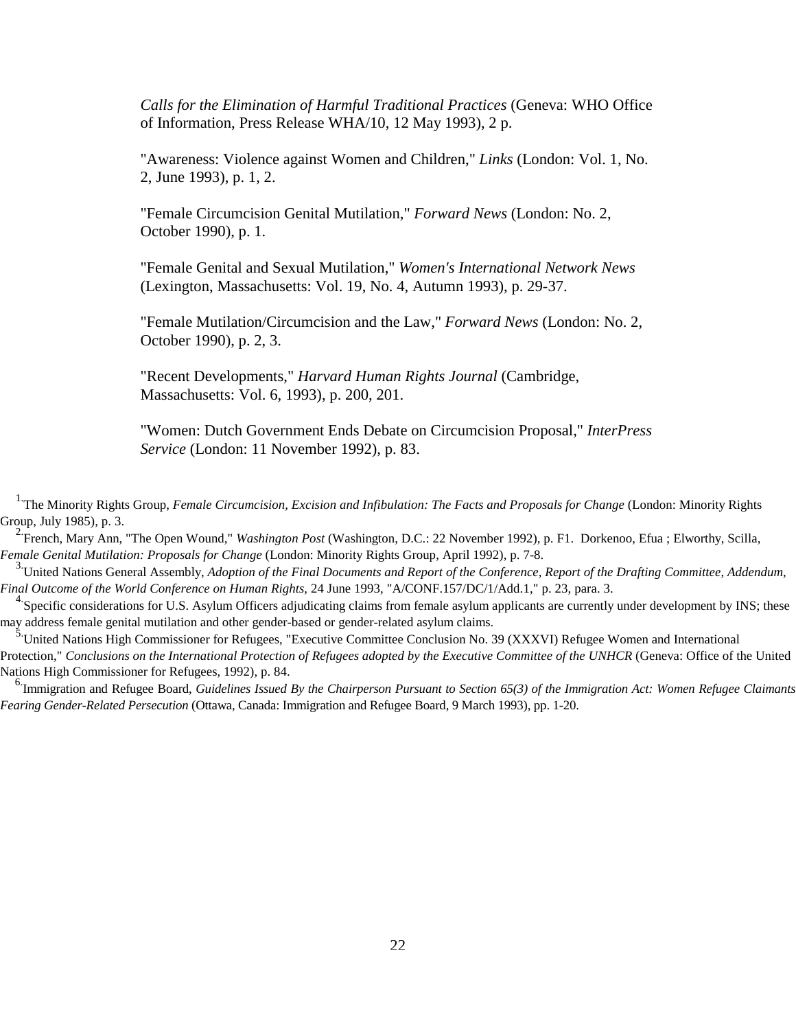*Calls for the Elimination of Harmful Traditional Practices* (Geneva: WHO Office of Information, Press Release WHA/10, 12 May 1993), 2 p.

"Awareness: Violence against Women and Children," *Links* (London: Vol. 1, No. 2, June 1993), p. 1, 2.

"Female Circumcision Genital Mutilation," *Forward News* (London: No. 2, October 1990), p. 1.

"Female Genital and Sexual Mutilation," *Women's International Network News* (Lexington, Massachusetts: Vol. 19, No. 4, Autumn 1993), p. 29-37.

"Female Mutilation/Circumcision and the Law," *Forward News* (London: No. 2, October 1990), p. 2, 3.

"Recent Developments," *Harvard Human Rights Journal* (Cambridge, Massachusetts: Vol. 6, 1993), p. 200, 201.

"Women: Dutch Government Ends Debate on Circumcision Proposal," *InterPress Service* (London: 11 November 1992), p. 83.

---

1. The Minority Rights Group, *Female Circumcision, Excision and Infibulation: The Facts and Proposals for Change* (London: Minority Rights Group, July 1985), p. 3.

2. French, Mary Ann, "The Open Wound," *Washington Post* (Washington, D.C.: 22 November 1992), p. F1. Dorkenoo, Efua ; Elworthy, Scilla, *Female Genital Mutilation: Proposals for Change* (London: Minority Rights Group, April 1992), p. 7-8.

3. United Nations General Assembly, *Adoption of the Final Documents and Report of the Conference, Report of the Drafting Committee, Addendum, Final Outcome of the World Conference on Human Rights*, 24 June 1993, "A/CONF.157/DC/1/Add.1," p. 23, para. 3.

4. Specific considerations for U.S. Asylum Officers adjudicating claims from female asylum applicants are currently under development by INS; these may address female genital mutilation and other gender-based or gender-related asylum claims.

5. United Nations High Commissioner for Refugees, "Executive Committee Conclusion No. 39 (XXXVI) Refugee Women and International Protection," *Conclusions on the International Protection of Refugees adopted by the Executive Committee of the UNHCR* (Geneva: Office of the United Nations High Commissioner for Refugees, 1992), p. 84.

6. Immigration and Refugee Board, *Guidelines Issued By the Chairperson Pursuant to Section 65(3) of the Immigration Act: Women Refugee Claimants Fearing Gender-Related Persecution* (Ottawa, Canada: Immigration and Refugee Board, 9 March 1993), pp. 1-20.